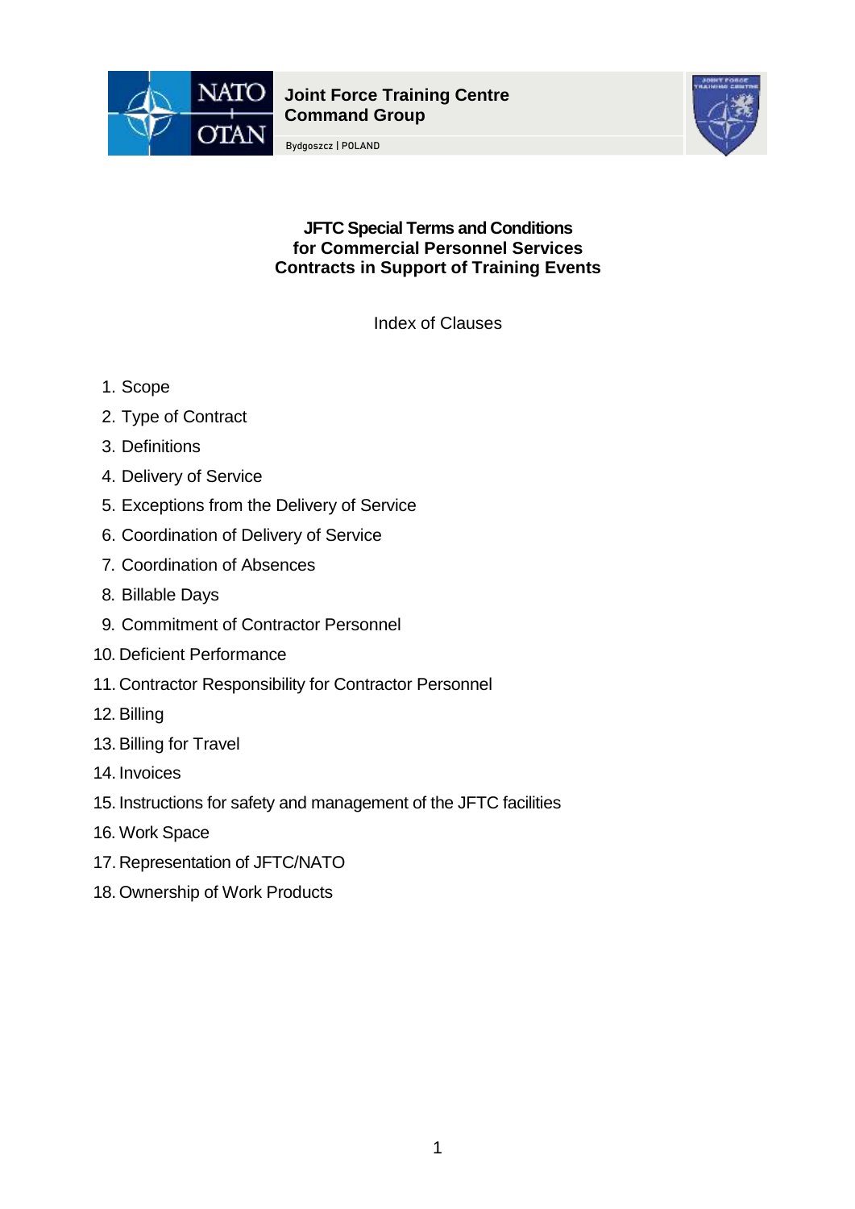Joint Force Training Centre
Command Group

Bydgoszcz | POLAND

# JFTC Special Terms and Conditions for Commercial Personnel Services Contracts in Support of Training Events

Index of Clauses

1. Scope
2. Type of Contract
3. Definitions
4. Delivery of Service
5. Exceptions from the Delivery of Service
6. Coordination of Delivery of Service
7. Coordination of Absences
8. Billable Days
9. Commitment of Contractor Personnel
10. Deficient Performance
11. Contractor Responsibility for Contractor Personnel
12. Billing
13. Billing for Travel
14. Invoices
15. Instructions for safety and management of the JFTC facilities
16. Work Space
17. Representation of JFTC/NATO
18. Ownership of Work Products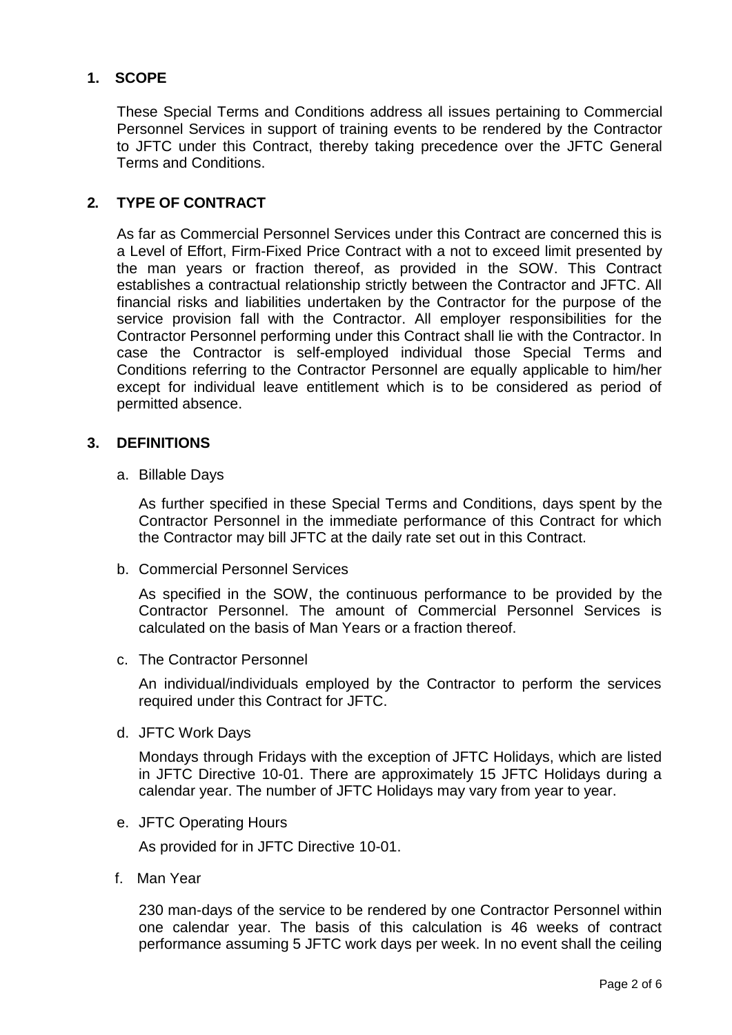## 1. SCOPE

These Special Terms and Conditions address all issues pertaining to Commercial Personnel Services in support of training events to be rendered by the Contractor to JFTC under this Contract, thereby taking precedence over the JFTC General Terms and Conditions.

## 2. TYPE OF CONTRACT

As far as Commercial Personnel Services under this Contract are concerned this is a Level of Effort, Firm-Fixed Price Contract with a not to exceed limit presented by the man years or fraction thereof, as provided in the SOW. This Contract establishes a contractual relationship strictly between the Contractor and JFTC. All financial risks and liabilities undertaken by the Contractor for the purpose of the service provision fall with the Contractor. All employer responsibilities for the Contractor Personnel performing under this Contract shall lie with the Contractor. In case the Contractor is self-employed individual those Special Terms and Conditions referring to the Contractor Personnel are equally applicable to him/her except for individual leave entitlement which is to be considered as period of permitted absence.

## 3. DEFINITIONS

a. Billable Days

As further specified in these Special Terms and Conditions, days spent by the Contractor Personnel in the immediate performance of this Contract for which the Contractor may bill JFTC at the daily rate set out in this Contract.

b. Commercial Personnel Services

As specified in the SOW, the continuous performance to be provided by the Contractor Personnel. The amount of Commercial Personnel Services is calculated on the basis of Man Years or a fraction thereof.

c. The Contractor Personnel

An individual/individuals employed by the Contractor to perform the services required under this Contract for JFTC.

d. JFTC Work Days

Mondays through Fridays with the exception of JFTC Holidays, which are listed in JFTC Directive 10-01. There are approximately 15 JFTC Holidays during a calendar year. The number of JFTC Holidays may vary from year to year.

e. JFTC Operating Hours

As provided for in JFTC Directive 10-01.

f. Man Year

230 man-days of the service to be rendered by one Contractor Personnel within one calendar year. The basis of this calculation is 46 weeks of contract performance assuming 5 JFTC work days per week. In no event shall the ceiling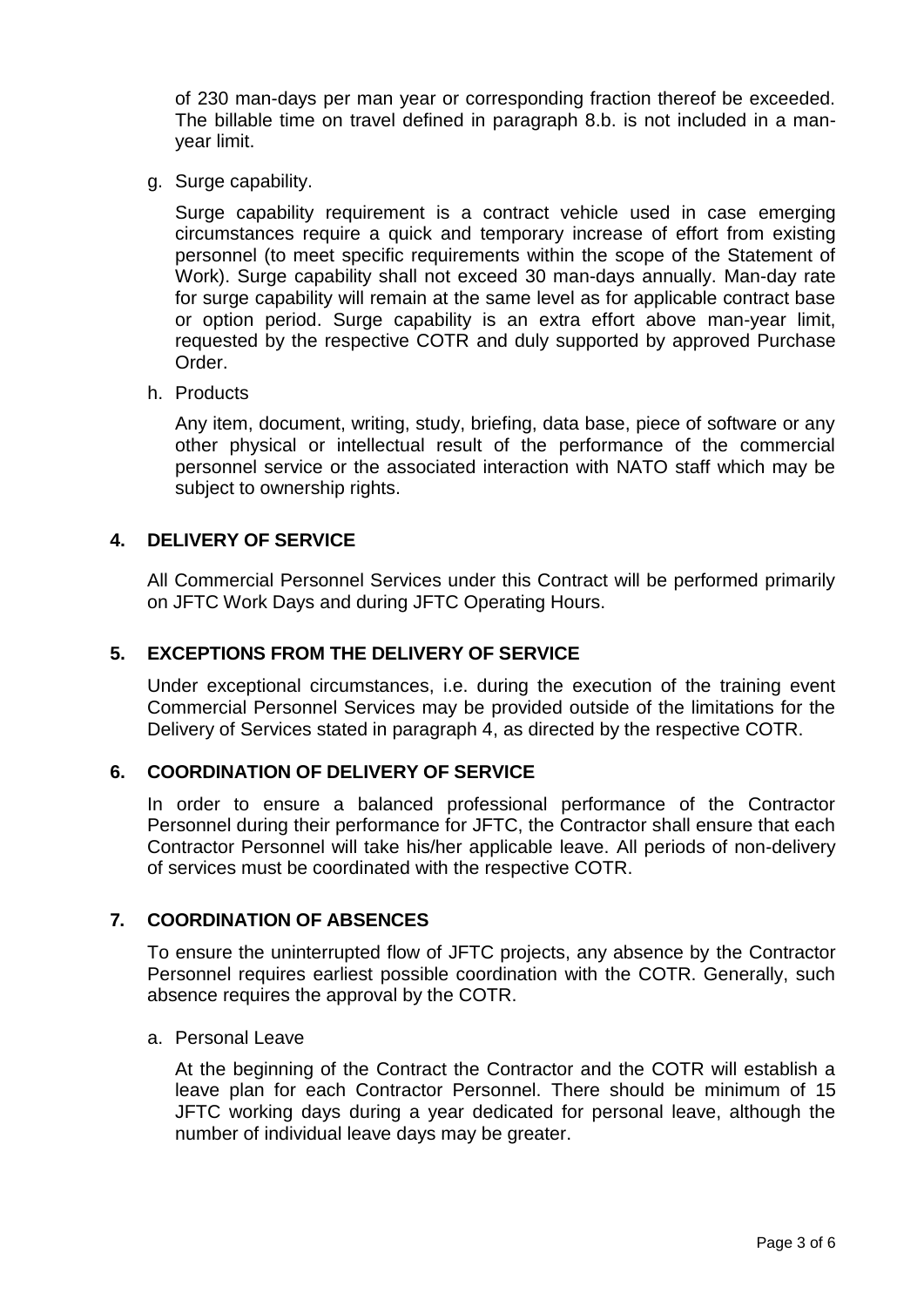of 230 man-days per man year or corresponding fraction thereof be exceeded. The billable time on travel defined in paragraph 8.b. is not included in a man-year limit.

g. Surge capability.

   Surge capability requirement is a contract vehicle used in case emerging circumstances require a quick and temporary increase of effort from existing personnel (to meet specific requirements within the scope of the Statement of Work). Surge capability shall not exceed 30 man-days annually. Man-day rate for surge capability will remain at the same level as for applicable contract base or option period. Surge capability is an extra effort above man-year limit, requested by the respective COTR and duly supported by approved Purchase Order.

h. Products

   Any item, document, writing, study, briefing, data base, piece of software or any other physical or intellectual result of the performance of the commercial personnel service or the associated interaction with NATO staff which may be subject to ownership rights.

## 4. DELIVERY OF SERVICE

All Commercial Personnel Services under this Contract will be performed primarily on JFTC Work Days and during JFTC Operating Hours.

## 5. EXCEPTIONS FROM THE DELIVERY OF SERVICE

Under exceptional circumstances, i.e. during the execution of the training event Commercial Personnel Services may be provided outside of the limitations for the Delivery of Services stated in paragraph 4, as directed by the respective COTR.

## 6. COORDINATION OF DELIVERY OF SERVICE

In order to ensure a balanced professional performance of the Contractor Personnel during their performance for JFTC, the Contractor shall ensure that each Contractor Personnel will take his/her applicable leave. All periods of non-delivery of services must be coordinated with the respective COTR.

## 7. COORDINATION OF ABSENCES

To ensure the uninterrupted flow of JFTC projects, any absence by the Contractor Personnel requires earliest possible coordination with the COTR. Generally, such absence requires the approval by the COTR.

a. Personal Leave

   At the beginning of the Contract the Contractor and the COTR will establish a leave plan for each Contractor Personnel. There should be minimum of 15 JFTC working days during a year dedicated for personal leave, although the number of individual leave days may be greater.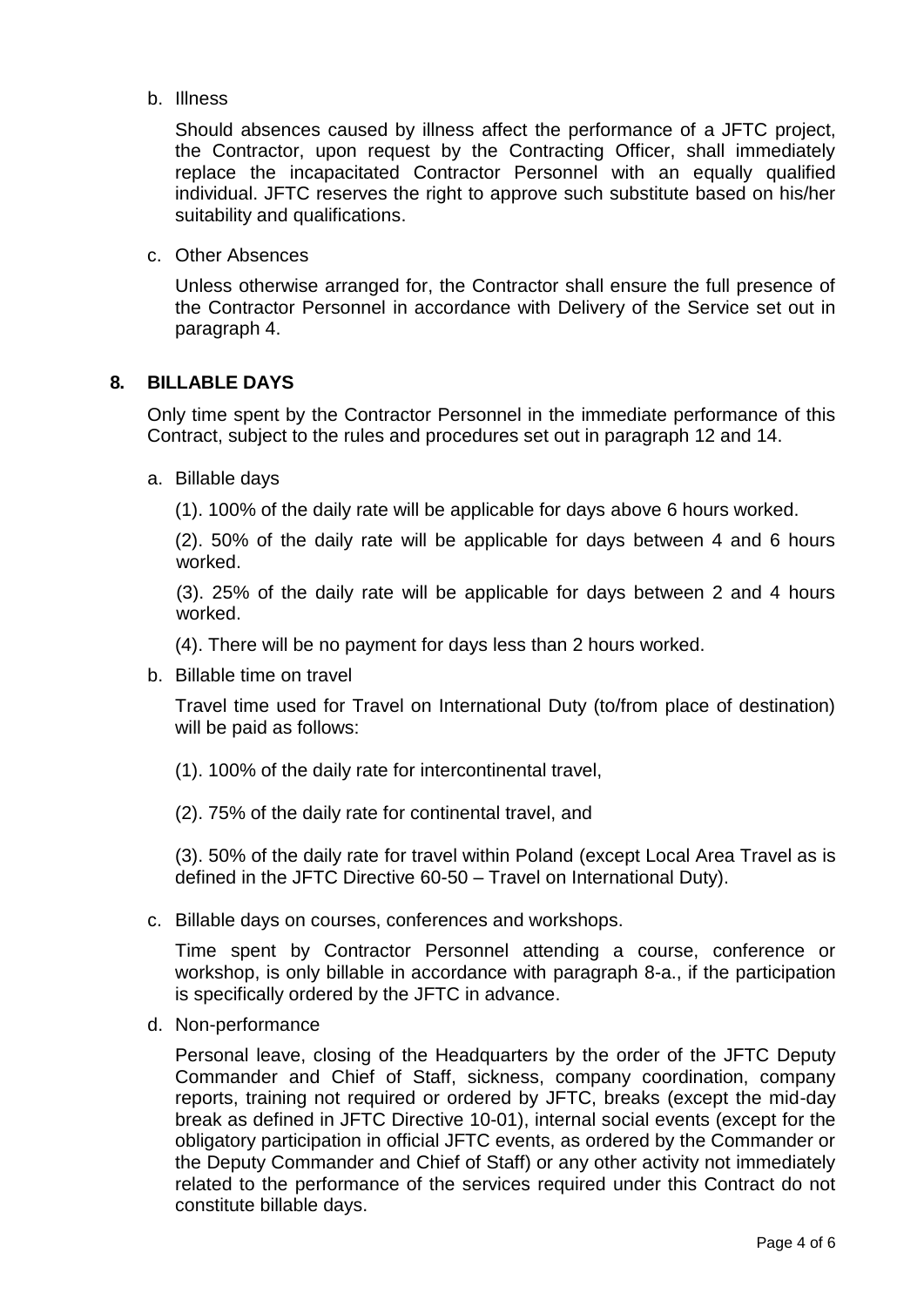b. Illness

Should absences caused by illness affect the performance of a JFTC project, the Contractor, upon request by the Contracting Officer, shall immediately replace the incapacitated Contractor Personnel with an equally qualified individual. JFTC reserves the right to approve such substitute based on his/her suitability and qualifications.

c. Other Absences

Unless otherwise arranged for, the Contractor shall ensure the full presence of the Contractor Personnel in accordance with Delivery of the Service set out in paragraph 4.

## 8. BILLABLE DAYS

Only time spent by the Contractor Personnel in the immediate performance of this Contract, subject to the rules and procedures set out in paragraph 12 and 14.

a. Billable days

(1). 100% of the daily rate will be applicable for days above 6 hours worked.

(2). 50% of the daily rate will be applicable for days between 4 and 6 hours worked.

(3). 25% of the daily rate will be applicable for days between 2 and 4 hours worked.

(4). There will be no payment for days less than 2 hours worked.

b. Billable time on travel

Travel time used for Travel on International Duty (to/from place of destination) will be paid as follows:

(1). 100% of the daily rate for intercontinental travel,

(2). 75% of the daily rate for continental travel, and

(3). 50% of the daily rate for travel within Poland (except Local Area Travel as is defined in the JFTC Directive 60-50 – Travel on International Duty).

c. Billable days on courses, conferences and workshops.

Time spent by Contractor Personnel attending a course, conference or workshop, is only billable in accordance with paragraph 8-a., if the participation is specifically ordered by the JFTC in advance.

d. Non-performance

Personal leave, closing of the Headquarters by the order of the JFTC Deputy Commander and Chief of Staff, sickness, company coordination, company reports, training not required or ordered by JFTC, breaks (except the mid-day break as defined in JFTC Directive 10-01), internal social events (except for the obligatory participation in official JFTC events, as ordered by the Commander or the Deputy Commander and Chief of Staff) or any other activity not immediately related to the performance of the services required under this Contract do not constitute billable days.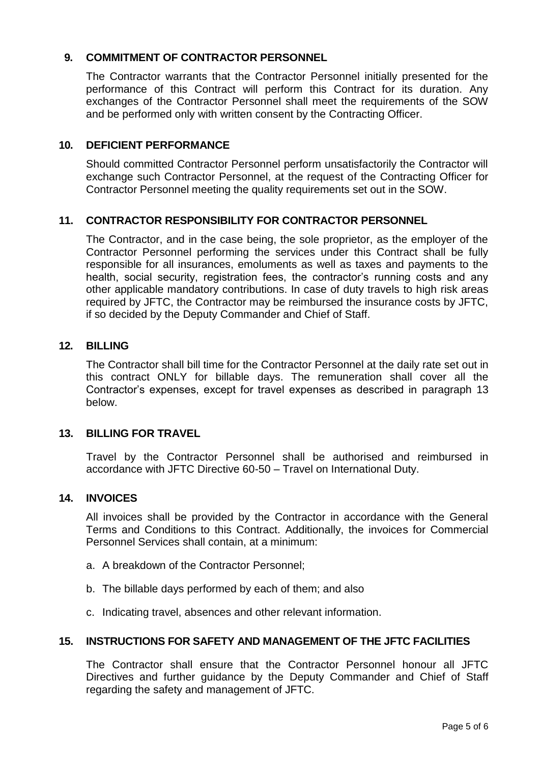## 9. COMMITMENT OF CONTRACTOR PERSONNEL

The Contractor warrants that the Contractor Personnel initially presented for the performance of this Contract will perform this Contract for its duration. Any exchanges of the Contractor Personnel shall meet the requirements of the SOW and be performed only with written consent by the Contracting Officer.

## 10. DEFICIENT PERFORMANCE

Should committed Contractor Personnel perform unsatisfactorily the Contractor will exchange such Contractor Personnel, at the request of the Contracting Officer for Contractor Personnel meeting the quality requirements set out in the SOW.

## 11. CONTRACTOR RESPONSIBILITY FOR CONTRACTOR PERSONNEL

The Contractor, and in the case being, the sole proprietor, as the employer of the Contractor Personnel performing the services under this Contract shall be fully responsible for all insurances, emoluments as well as taxes and payments to the health, social security, registration fees, the contractor's running costs and any other applicable mandatory contributions. In case of duty travels to high risk areas required by JFTC, the Contractor may be reimbursed the insurance costs by JFTC, if so decided by the Deputy Commander and Chief of Staff.

## 12. BILLING

The Contractor shall bill time for the Contractor Personnel at the daily rate set out in this contract ONLY for billable days. The remuneration shall cover all the Contractor's expenses, except for travel expenses as described in paragraph 13 below.

## 13. BILLING FOR TRAVEL

Travel by the Contractor Personnel shall be authorised and reimbursed in accordance with JFTC Directive 60-50 – Travel on International Duty.

## 14. INVOICES

All invoices shall be provided by the Contractor in accordance with the General Terms and Conditions to this Contract. Additionally, the invoices for Commercial Personnel Services shall contain, at a minimum:

a. A breakdown of the Contractor Personnel;

b. The billable days performed by each of them; and also

c. Indicating travel, absences and other relevant information.

## 15. INSTRUCTIONS FOR SAFETY AND MANAGEMENT OF THE JFTC FACILITIES

The Contractor shall ensure that the Contractor Personnel honour all JFTC Directives and further guidance by the Deputy Commander and Chief of Staff regarding the safety and management of JFTC.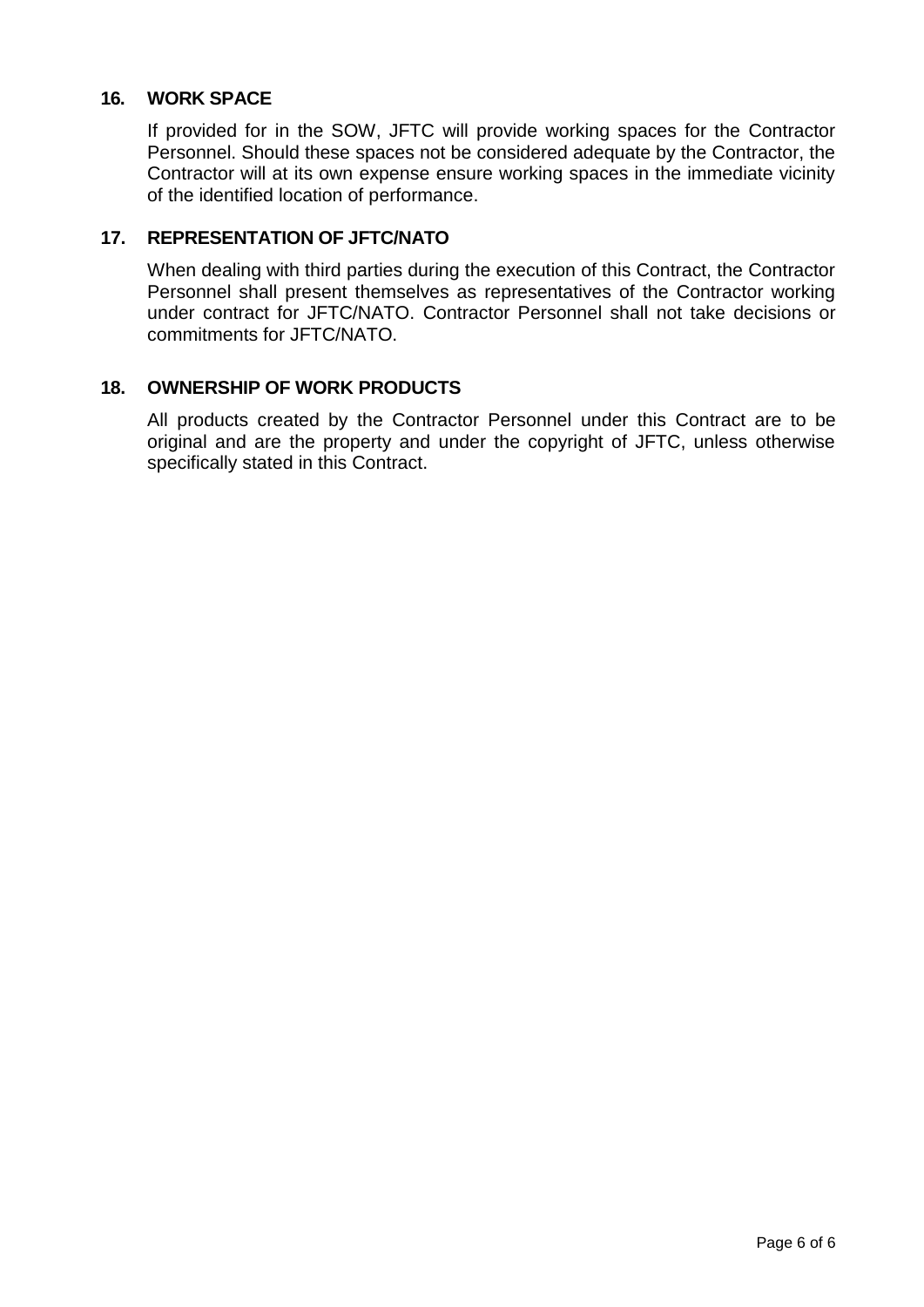## 16. WORK SPACE

If provided for in the SOW, JFTC will provide working spaces for the Contractor Personnel. Should these spaces not be considered adequate by the Contractor, the Contractor will at its own expense ensure working spaces in the immediate vicinity of the identified location of performance.

## 17. REPRESENTATION OF JFTC/NATO

When dealing with third parties during the execution of this Contract, the Contractor Personnel shall present themselves as representatives of the Contractor working under contract for JFTC/NATO. Contractor Personnel shall not take decisions or commitments for JFTC/NATO.

## 18. OWNERSHIP OF WORK PRODUCTS

All products created by the Contractor Personnel under this Contract are to be original and are the property and under the copyright of JFTC, unless otherwise specifically stated in this Contract.